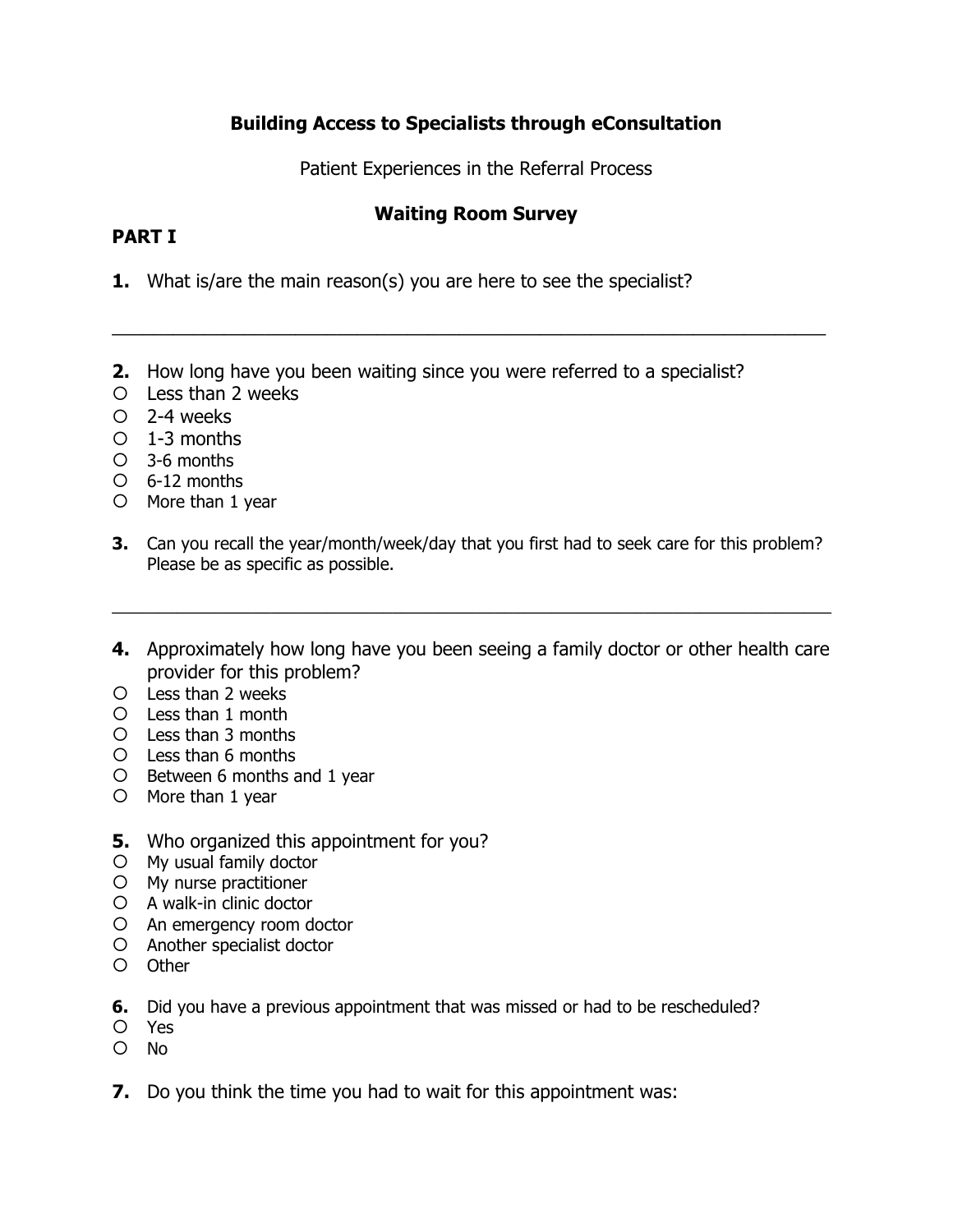**Building Access to Specialists through eConsultation**

Patient Experiences in the Referral Process

**Waiting Room Survey**

**PART I**

**1.** What is/are the main reason(s) you are here to see the specialist?

___________________________________________________________________________

**2.** How long have you been waiting since you were referred to a specialist?

- ○ Less than 2 weeks
- ○ 2-4 weeks
- ○ 1-3 months
- ○ 3-6 months
- ○ 6-12 months
- ○ More than 1 year

**3.** Can you recall the year/month/week/day that you first had to seek care for this problem? Please be as specific as possible.

___________________________________________________________________________

**4.** Approximately how long have you been seeing a family doctor or other health care provider for this problem?

- ○ Less than 2 weeks
- ○ Less than 1 month
- ○ Less than 3 months
- ○ Less than 6 months
- ○ Between 6 months and 1 year
- ○ More than 1 year

**5.** Who organized this appointment for you?

- ○ My usual family doctor
- ○ My nurse practitioner
- ○ A walk-in clinic doctor
- ○ An emergency room doctor
- ○ Another specialist doctor
- ○ Other

**6.** Did you have a previous appointment that was missed or had to be rescheduled?

- ○ Yes
- ○ No

**7.** Do you think the time you had to wait for this appointment was: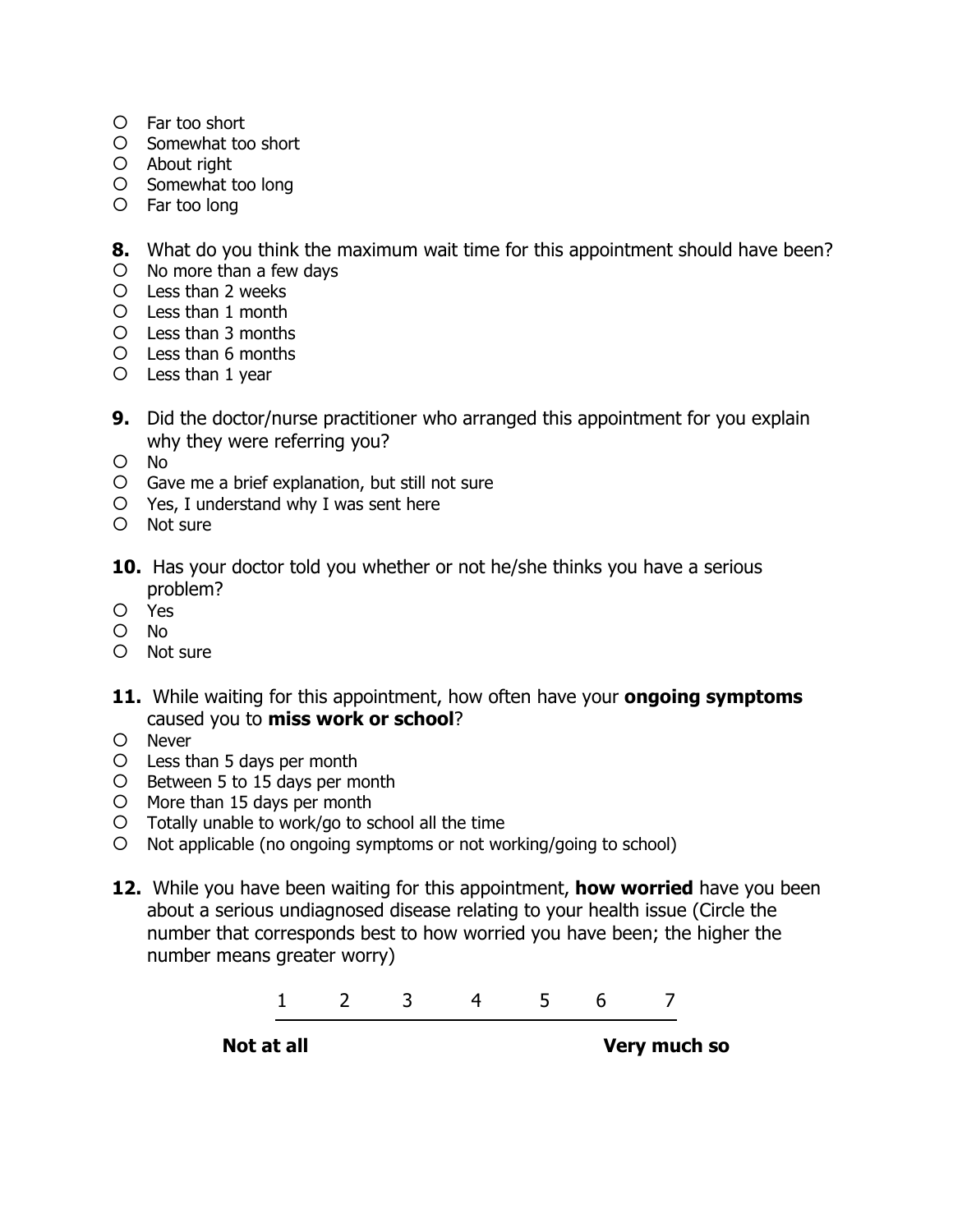- ○ Far too short
- ○ Somewhat too short
- ○ About right
- ○ Somewhat too long
- ○ Far too long

**8.** What do you think the maximum wait time for this appointment should have been?

- ○ No more than a few days
- ○ Less than 2 weeks
- ○ Less than 1 month
- ○ Less than 3 months
- ○ Less than 6 months
- ○ Less than 1 year

**9.** Did the doctor/nurse practitioner who arranged this appointment for you explain why they were referring you?

- ○ No
- ○ Gave me a brief explanation, but still not sure
- ○ Yes, I understand why I was sent here
- ○ Not sure

**10.** Has your doctor told you whether or not he/she thinks you have a serious problem?

- ○ Yes
- ○ No
- ○ Not sure

**11.** While waiting for this appointment, how often have your **ongoing symptoms** caused you to **miss work or school**?

- ○ Never
- ○ Less than 5 days per month
- ○ Between 5 to 15 days per month
- ○ More than 15 days per month
- ○ Totally unable to work/go to school all the time
- ○ Not applicable (no ongoing symptoms or not working/going to school)

**12.** While you have been waiting for this appointment, **how worried** have you been about a serious undiagnosed disease relating to your health issue (Circle the number that corresponds best to how worried you have been; the higher the number means greater worry)

1 2 3 4 5 6 7

**Not at all** **Very much so**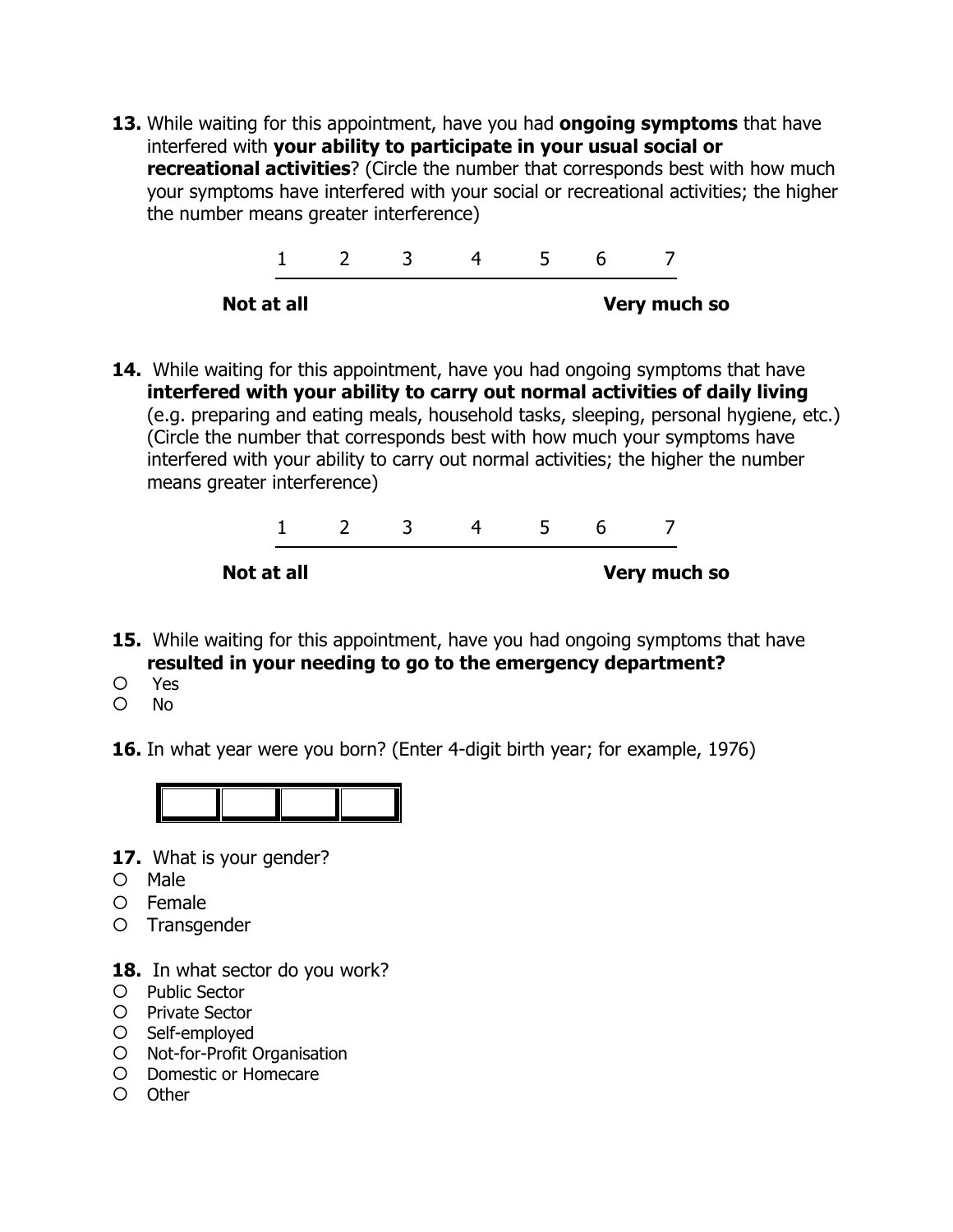**13.** While waiting for this appointment, have you had **ongoing symptoms** that have interfered with **your ability to participate in your usual social or recreational activities**? (Circle the number that corresponds best with how much your symptoms have interfered with your social or recreational activities; the higher the number means greater interference)

1 2 3 4 5 6 7

**Not at all** **Very much so**

**14.** While waiting for this appointment, have you had ongoing symptoms that have **interfered with your ability to carry out normal activities of daily living** (e.g. preparing and eating meals, household tasks, sleeping, personal hygiene, etc.) (Circle the number that corresponds best with how much your symptoms have interfered with your ability to carry out normal activities; the higher the number means greater interference)

1 2 3 4 5 6 7

**Not at all** **Very much so**

**15.** While waiting for this appointment, have you had ongoing symptoms that have **resulted in your needing to go to the emergency department?**

- ○ Yes
- ○ No

**16.** In what year were you born? (Enter 4-digit birth year; for example, 1976)

| | | | |
|---|---|---|---|

**17.** What is your gender?

- ○ Male
- ○ Female
- ○ Transgender

**18.** In what sector do you work?

- ○ Public Sector
- ○ Private Sector
- ○ Self-employed
- ○ Not-for-Profit Organisation
- ○ Domestic or Homecare
- ○ Other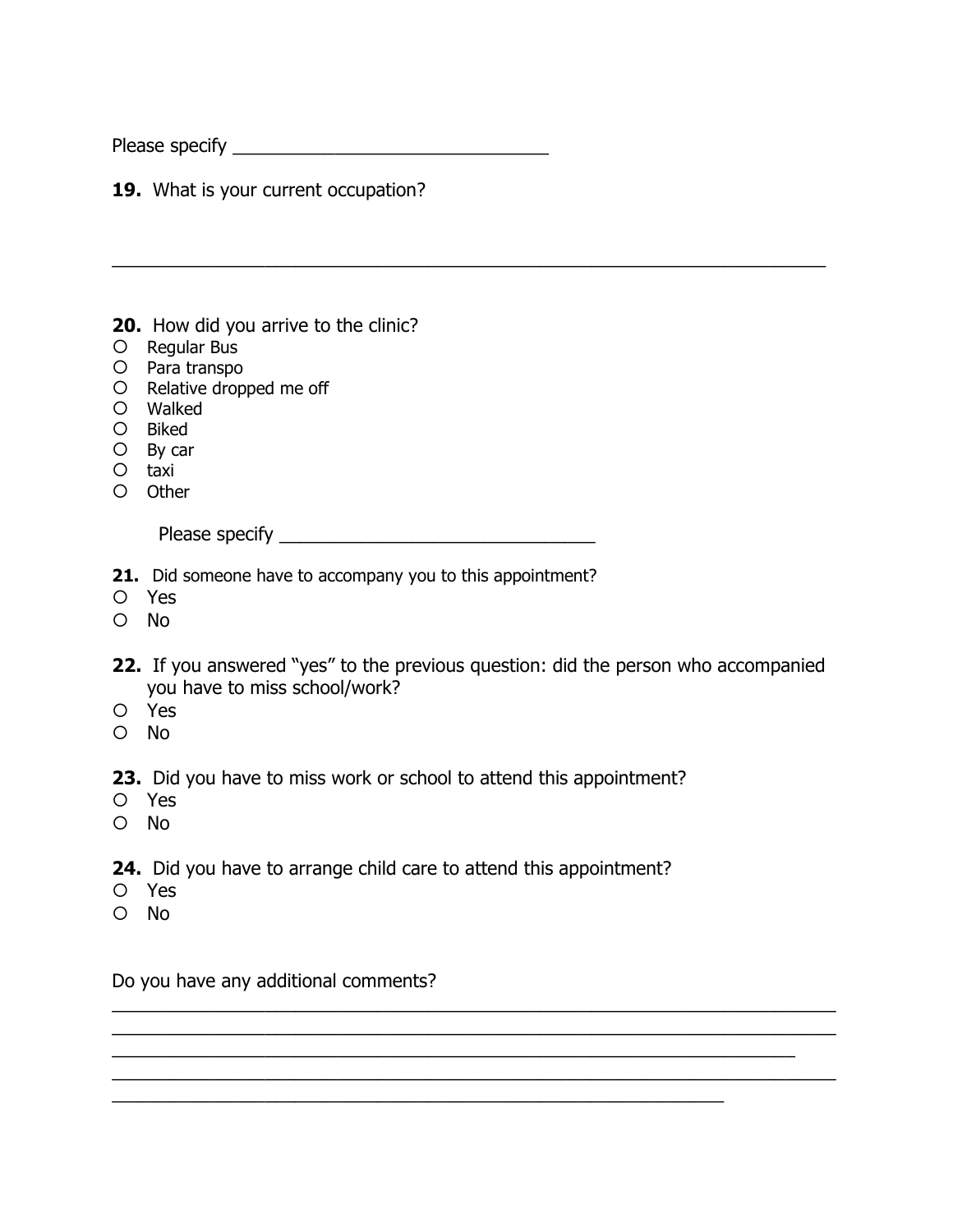Please specify ________________________________

**19.** What is your current occupation?

________________________________________________________________________

**20.** How did you arrive to the clinic?

- ○ Regular Bus
- ○ Para transpo
- ○ Relative dropped me off
- ○ Walked
- ○ Biked
- ○ By car
- ○ taxi
- ○ Other

Please specify ________________________________

**21.** Did someone have to accompany you to this appointment?

- ○ Yes
- ○ No

**22.** If you answered "yes" to the previous question: did the person who accompanied you have to miss school/work?

- ○ Yes
- ○ No

**23.** Did you have to miss work or school to attend this appointment?

- ○ Yes
- ○ No

**24.** Did you have to arrange child care to attend this appointment?

- ○ Yes
- ○ No

Do you have any additional comments?

________________________________________________________________________
________________________________________________________________________
______________________________________________________________________
________________________________________________________________________
______________________________________________________________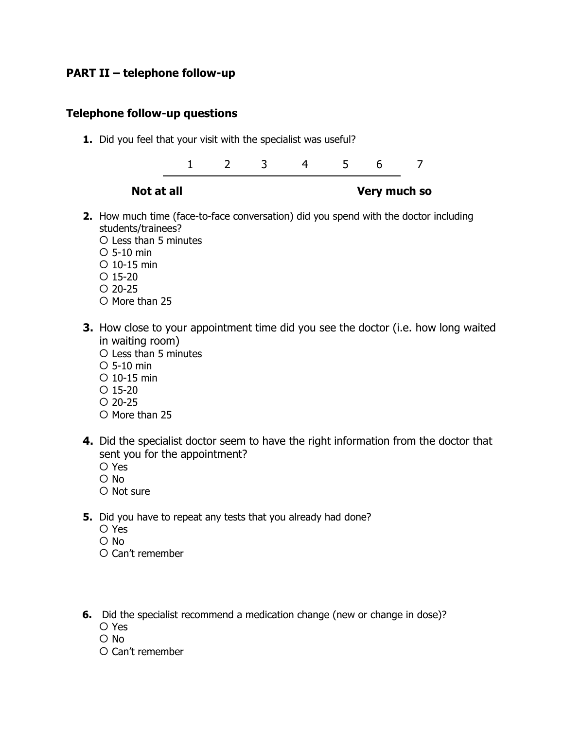## PART II – telephone follow-up

### Telephone follow-up questions

1. Did you feel that your visit with the specialist was useful?

| | 1 | 2 | 3 | 4 | 5 | 6 | 7 | |
|---|---|---|---|---|---|---|---|---|
| **Not at all** | | | | | | | | **Very much so** |

2. How much time (face-to-face conversation) did you spend with the doctor including students/trainees?
   - ○ Less than 5 minutes
   - ○ 5-10 min
   - ○ 10-15 min
   - ○ 15-20
   - ○ 20-25
   - ○ More than 25

3. How close to your appointment time did you see the doctor (i.e. how long waited in waiting room)
   - ○ Less than 5 minutes
   - ○ 5-10 min
   - ○ 10-15 min
   - ○ 15-20
   - ○ 20-25
   - ○ More than 25

4. Did the specialist doctor seem to have the right information from the doctor that sent you for the appointment?
   - ○ Yes
   - ○ No
   - ○ Not sure

5. Did you have to repeat any tests that you already had done?
   - ○ Yes
   - ○ No
   - ○ Can't remember

6. Did the specialist recommend a medication change (new or change in dose)?
   - ○ Yes
   - ○ No
   - ○ Can't remember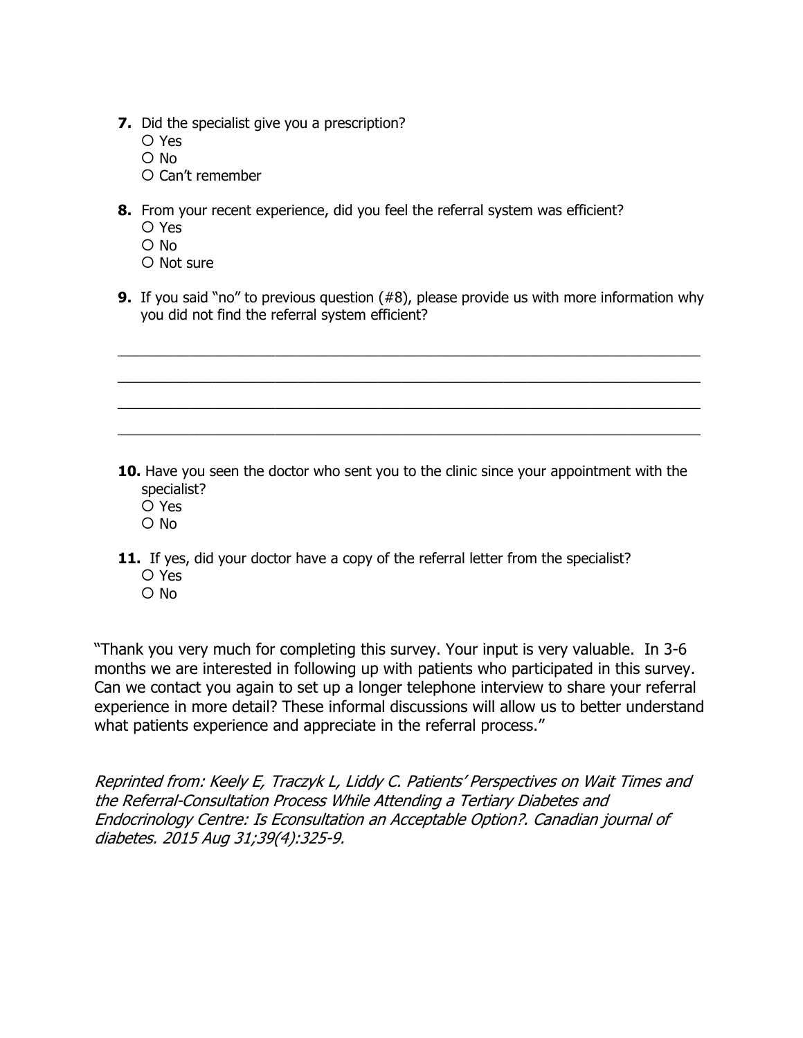**7.** Did the specialist give you a prescription?

- O Yes
- O No
- O Can't remember

**8.** From your recent experience, did you feel the referral system was efficient?

- O Yes
- O No
- O Not sure

**9.** If you said "no" to previous question (#8), please provide us with more information why you did not find the referral system efficient?

\_\_\_\_\_\_\_\_\_\_\_\_\_\_\_\_\_\_\_\_\_\_\_\_\_\_\_\_\_\_\_\_\_\_\_\_\_\_\_\_\_\_\_\_\_\_\_\_\_\_\_\_\_\_\_\_\_\_\_\_\_\_\_\_\_\_\_\_\_\_

\_\_\_\_\_\_\_\_\_\_\_\_\_\_\_\_\_\_\_\_\_\_\_\_\_\_\_\_\_\_\_\_\_\_\_\_\_\_\_\_\_\_\_\_\_\_\_\_\_\_\_\_\_\_\_\_\_\_\_\_\_\_\_\_\_\_\_\_\_\_

\_\_\_\_\_\_\_\_\_\_\_\_\_\_\_\_\_\_\_\_\_\_\_\_\_\_\_\_\_\_\_\_\_\_\_\_\_\_\_\_\_\_\_\_\_\_\_\_\_\_\_\_\_\_\_\_\_\_\_\_\_\_\_\_\_\_\_\_\_\_

\_\_\_\_\_\_\_\_\_\_\_\_\_\_\_\_\_\_\_\_\_\_\_\_\_\_\_\_\_\_\_\_\_\_\_\_\_\_\_\_\_\_\_\_\_\_\_\_\_\_\_\_\_\_\_\_\_\_\_\_\_\_\_\_\_\_\_\_\_\_

**10.** Have you seen the doctor who sent you to the clinic since your appointment with the specialist?

- O Yes
- O No

**11.** If yes, did your doctor have a copy of the referral letter from the specialist?

- O Yes
- O No

"Thank you very much for completing this survey. Your input is very valuable. In 3-6 months we are interested in following up with patients who participated in this survey. Can we contact you again to set up a longer telephone interview to share your referral experience in more detail? These informal discussions will allow us to better understand what patients experience and appreciate in the referral process."

*Reprinted from: Keely E, Traczyk L, Liddy C. Patients' Perspectives on Wait Times and the Referral-Consultation Process While Attending a Tertiary Diabetes and Endocrinology Centre: Is Econsultation an Acceptable Option?. Canadian journal of diabetes. 2015 Aug 31;39(4):325-9.*